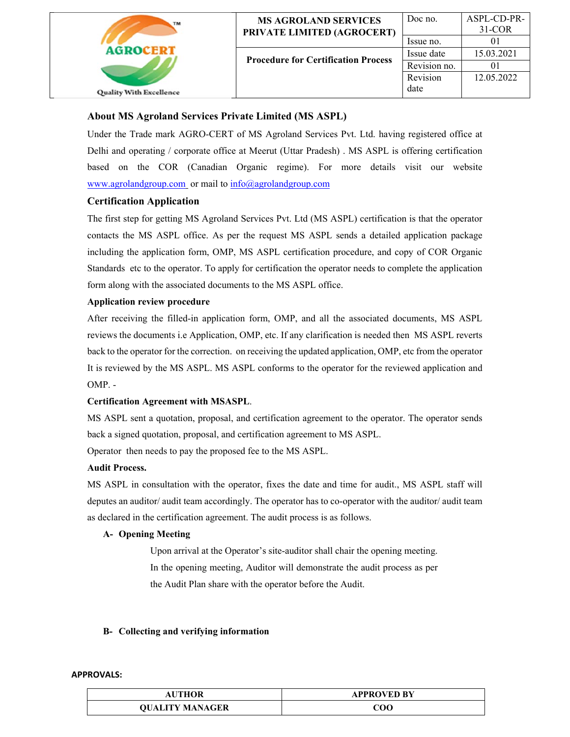| | MS AGROLAND SERVICES PRIVATE LIMITED (AGROCERT) | Doc no. | ASPL-CD-PR-31-COR |
|---|---|---|---|
| | | Issue no. | 01 |
| | Procedure for Certification Process | Issue date | 15.03.2021 |
| | | Revision no. | 01 |
| | | Revision date | 12.05.2022 |

## About MS Agroland Services Private Limited (MS ASPL)

Under the Trade mark AGRO-CERT of MS Agroland Services Pvt. Ltd. having registered office at Delhi and operating / corporate office at Meerut (Uttar Pradesh) . MS ASPL is offering certification based on the COR (Canadian Organic regime). For more details visit our website www.agrolandgroup.com or mail to info@agrolandgroup.com

## Certification Application

The first step for getting MS Agroland Services Pvt. Ltd (MS ASPL) certification is that the operator contacts the MS ASPL office. As per the request MS ASPL sends a detailed application package including the application form, OMP, MS ASPL certification procedure, and copy of COR Organic Standards etc to the operator. To apply for certification the operator needs to complete the application form along with the associated documents to the MS ASPL office.

### Application review procedure

After receiving the filled-in application form, OMP, and all the associated documents, MS ASPL reviews the documents i.e Application, OMP, etc. If any clarification is needed then MS ASPL reverts back to the operator for the correction. on receiving the updated application, OMP, etc from the operator It is reviewed by the MS ASPL. MS ASPL conforms to the operator for the reviewed application and OMP. -

### Certification Agreement with MSASPL.

MS ASPL sent a quotation, proposal, and certification agreement to the operator. The operator sends back a signed quotation, proposal, and certification agreement to MS ASPL.

Operator then needs to pay the proposed fee to the MS ASPL.

### Audit Process.

MS ASPL in consultation with the operator, fixes the date and time for audit., MS ASPL staff will deputes an auditor/ audit team accordingly. The operator has to co-operator with the auditor/ audit team as declared in the certification agreement. The audit process is as follows.

**A- Opening Meeting**

Upon arrival at the Operator's site-auditor shall chair the opening meeting. In the opening meeting, Auditor will demonstrate the audit process as per the Audit Plan share with the operator before the Audit.

**B- Collecting and verifying information**

**APPROVALS:**

| AUTHOR | APPROVED BY |
|---|---|
| QUALITY MANAGER | COO |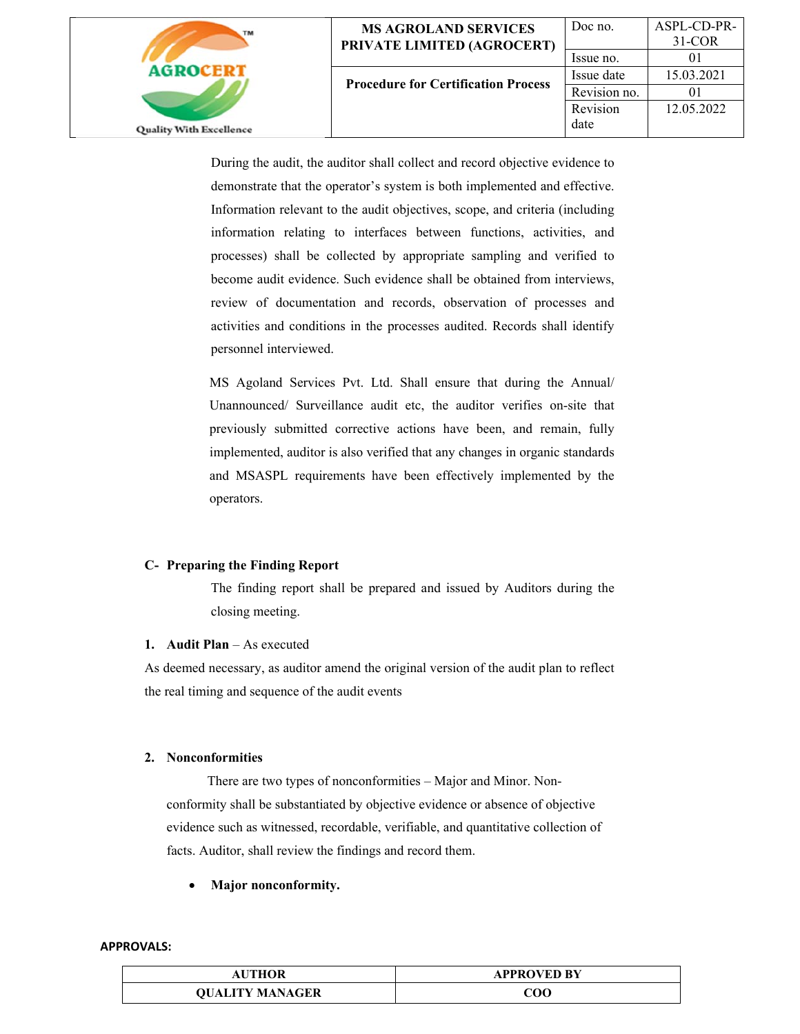During the audit, the auditor shall collect and record objective evidence to demonstrate that the operator's system is both implemented and effective. Information relevant to the audit objectives, scope, and criteria (including information relating to interfaces between functions, activities, and processes) shall be collected by appropriate sampling and verified to become audit evidence. Such evidence shall be obtained from interviews, review of documentation and records, observation of processes and activities and conditions in the processes audited. Records shall identify personnel interviewed.

MS Agoland Services Pvt. Ltd. Shall ensure that during the Annual/ Unannounced/ Surveillance audit etc, the auditor verifies on-site that previously submitted corrective actions have been, and remain, fully implemented, auditor is also verified that any changes in organic standards and MSASPL requirements have been effectively implemented by the operators.

## C- Preparing the Finding Report

The finding report shall be prepared and issued by Auditors during the closing meeting.

**1. Audit Plan** – As executed

As deemed necessary, as auditor amend the original version of the audit plan to reflect the real timing and sequence of the audit events

**2. Nonconformities**

There are two types of nonconformities – Major and Minor. Non-conformity shall be substantiated by objective evidence or absence of objective evidence such as witnessed, recordable, verifiable, and quantitative collection of facts. Auditor, shall review the findings and record them.

- **Major nonconformity.**

**APPROVALS:**

| AUTHOR | APPROVED BY |
|---|---|
| QUALITY MANAGER | COO |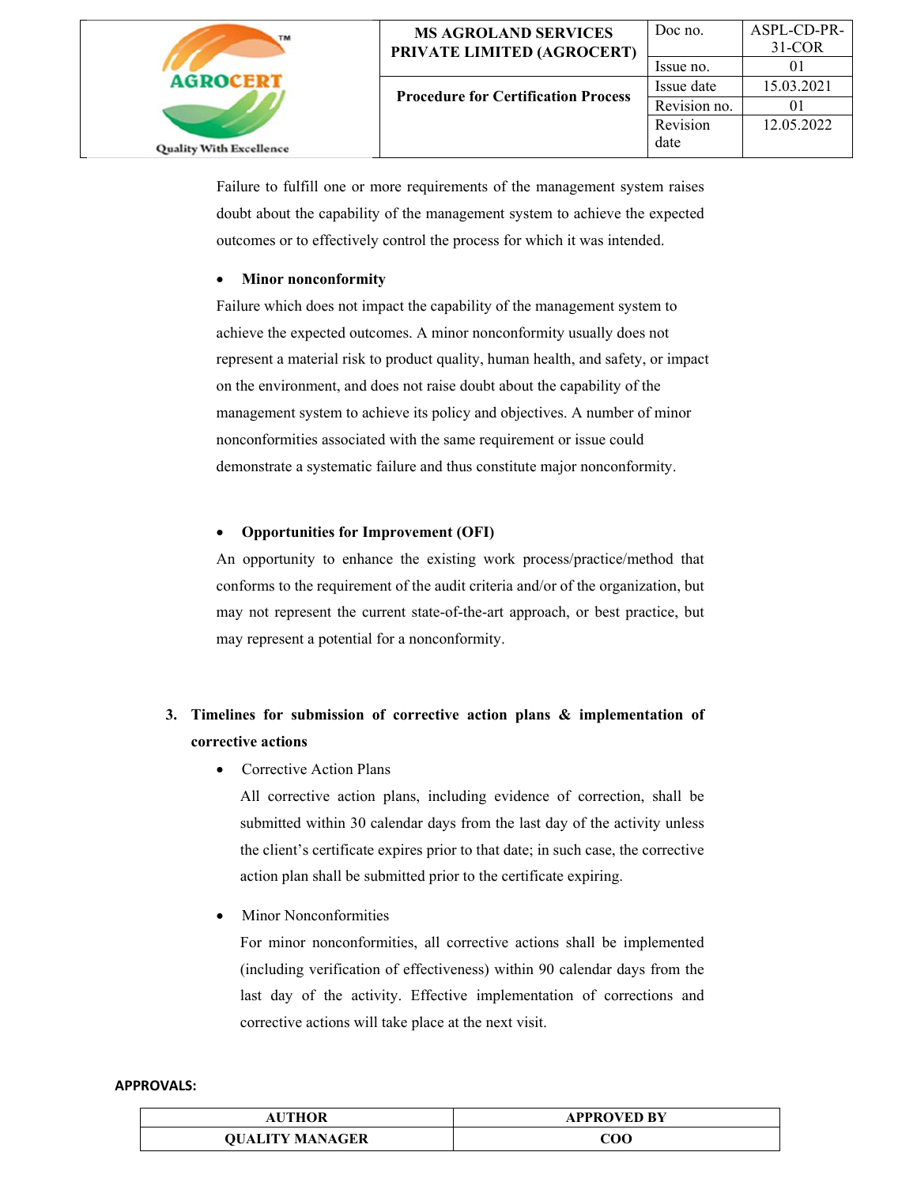Failure to fulfill one or more requirements of the management system raises doubt about the capability of the management system to achieve the expected outcomes or to effectively control the process for which it was intended.

- **Minor nonconformity**

Failure which does not impact the capability of the management system to achieve the expected outcomes. A minor nonconformity usually does not represent a material risk to product quality, human health, and safety, or impact on the environment, and does not raise doubt about the capability of the management system to achieve its policy and objectives. A number of minor nonconformities associated with the same requirement or issue could demonstrate a systematic failure and thus constitute major nonconformity.

- **Opportunities for Improvement (OFI)**

An opportunity to enhance the existing work process/practice/method that conforms to the requirement of the audit criteria and/or of the organization, but may not represent the current state-of-the-art approach, or best practice, but may represent a potential for a nonconformity.

## 3. Timelines for submission of corrective action plans & implementation of corrective actions

- Corrective Action Plans

  All corrective action plans, including evidence of correction, shall be submitted within 30 calendar days from the last day of the activity unless the client's certificate expires prior to that date; in such case, the corrective action plan shall be submitted prior to the certificate expiring.

- Minor Nonconformities

  For minor nonconformities, all corrective actions shall be implemented (including verification of effectiveness) within 90 calendar days from the last day of the activity. Effective implementation of corrections and corrective actions will take place at the next visit.

**APPROVALS:**

| AUTHOR | APPROVED BY |
|---|---|
| QUALITY MANAGER | COO |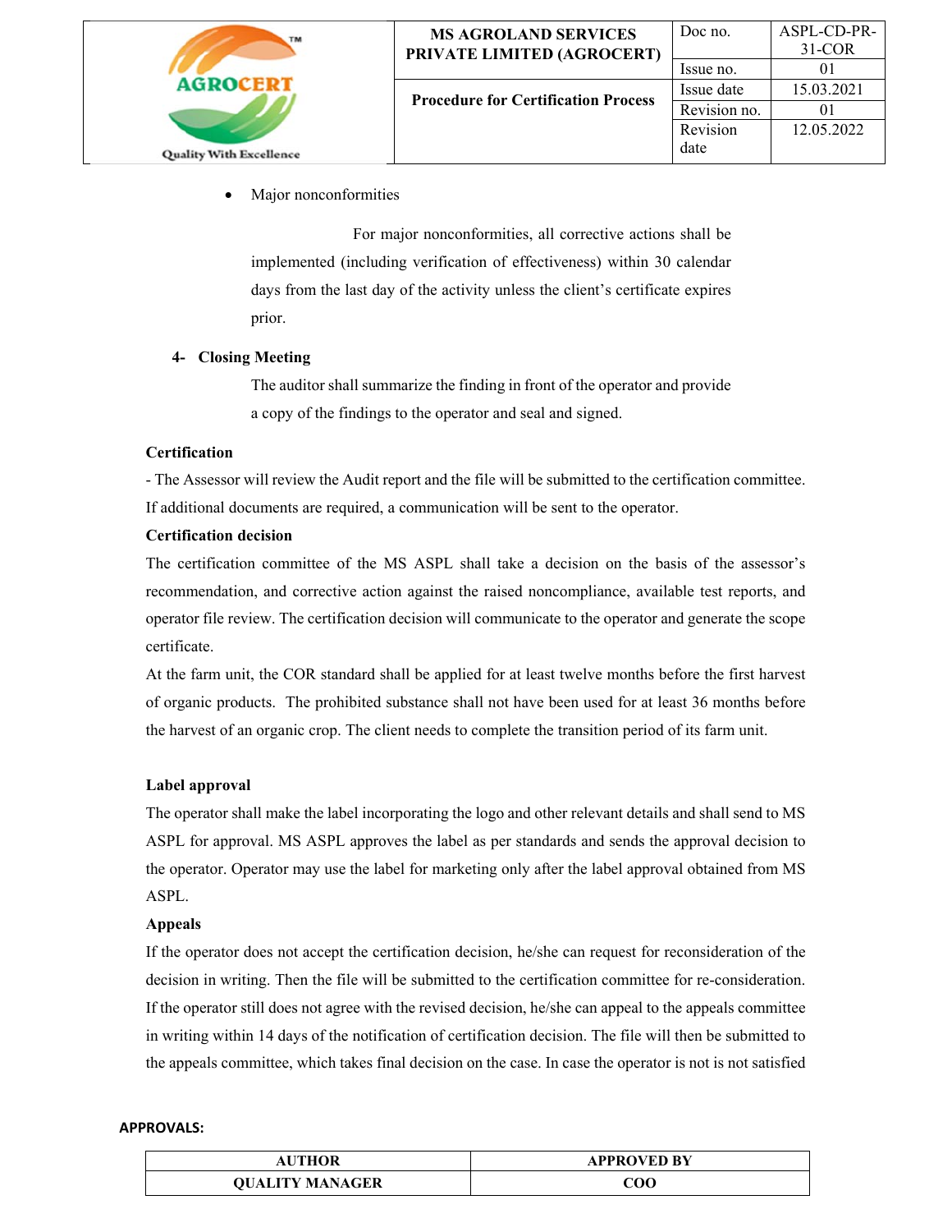- Major nonconformities

  For major nonconformities, all corrective actions shall be implemented (including verification of effectiveness) within 30 calendar days from the last day of the activity unless the client's certificate expires prior.

4- **Closing Meeting**

The auditor shall summarize the finding in front of the operator and provide a copy of the findings to the operator and seal and signed.

**Certification**

- The Assessor will review the Audit report and the file will be submitted to the certification committee. If additional documents are required, a communication will be sent to the operator.

**Certification decision**

The certification committee of the MS ASPL shall take a decision on the basis of the assessor's recommendation, and corrective action against the raised noncompliance, available test reports, and operator file review. The certification decision will communicate to the operator and generate the scope certificate.

At the farm unit, the COR standard shall be applied for at least twelve months before the first harvest of organic products. The prohibited substance shall not have been used for at least 36 months before the harvest of an organic crop. The client needs to complete the transition period of its farm unit.

**Label approval**

The operator shall make the label incorporating the logo and other relevant details and shall send to MS ASPL for approval. MS ASPL approves the label as per standards and sends the approval decision to the operator. Operator may use the label for marketing only after the label approval obtained from MS ASPL.

**Appeals**

If the operator does not accept the certification decision, he/she can request for reconsideration of the decision in writing. Then the file will be submitted to the certification committee for re-consideration. If the operator still does not agree with the revised decision, he/she can appeal to the appeals committee in writing within 14 days of the notification of certification decision. The file will then be submitted to the appeals committee, which takes final decision on the case. In case the operator is not is not satisfied

**APPROVALS:**

| AUTHOR | APPROVED BY |
|---|---|
| QUALITY MANAGER | COO |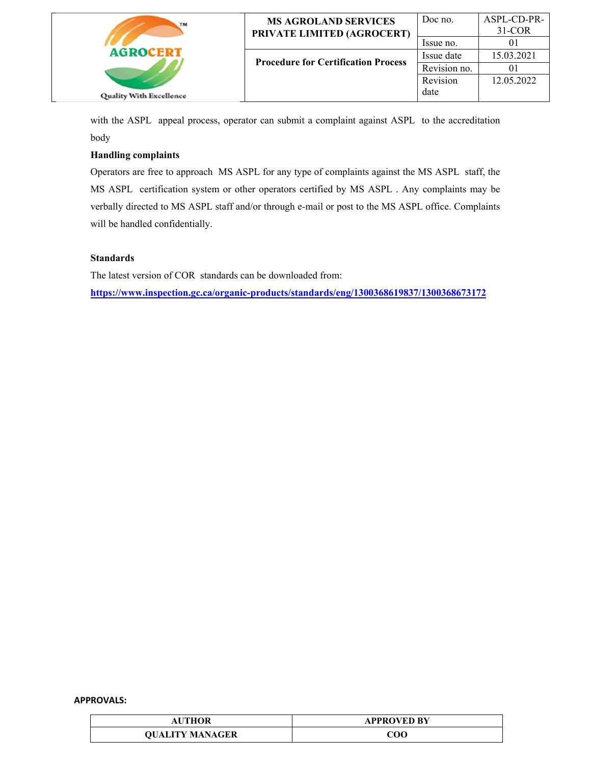with the ASPL appeal process, operator can submit a complaint against ASPL to the accreditation body

**Handling complaints**

Operators are free to approach MS ASPL for any type of complaints against the MS ASPL staff, the MS ASPL certification system or other operators certified by MS ASPL . Any complaints may be verbally directed to MS ASPL staff and/or through e-mail or post to the MS ASPL office. Complaints will be handled confidentially.

**Standards**

The latest version of COR standards can be downloaded from:

**https://www.inspection.gc.ca/organic-products/standards/eng/1300368619837/1300368673172**

**APPROVALS:**

| AUTHOR | APPROVED BY |
| --- | --- |
| QUALITY MANAGER | COO |